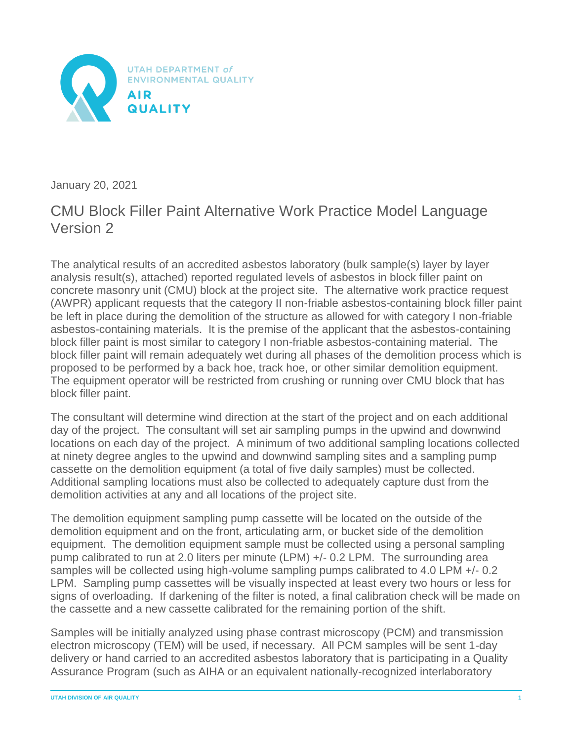UTAH DEPARTMENT *of* ENVIRONMENTAL QUALITY

**AIR QUALITY**

January 20, 2021

# CMU Block Filler Paint Alternative Work Practice Model Language Version 2

The analytical results of an accredited asbestos laboratory (bulk sample(s) layer by layer analysis result(s), attached) reported regulated levels of asbestos in block filler paint on concrete masonry unit (CMU) block at the project site. The alternative work practice request (AWPR) applicant requests that the category II non-friable asbestos-containing block filler paint be left in place during the demolition of the structure as allowed for with category I non-friable asbestos-containing materials. It is the premise of the applicant that the asbestos-containing block filler paint is most similar to category I non-friable asbestos-containing material. The block filler paint will remain adequately wet during all phases of the demolition process which is proposed to be performed by a back hoe, track hoe, or other similar demolition equipment. The equipment operator will be restricted from crushing or running over CMU block that has block filler paint.

The consultant will determine wind direction at the start of the project and on each additional day of the project. The consultant will set air sampling pumps in the upwind and downwind locations on each day of the project. A minimum of two additional sampling locations collected at ninety degree angles to the upwind and downwind sampling sites and a sampling pump cassette on the demolition equipment (a total of five daily samples) must be collected. Additional sampling locations must also be collected to adequately capture dust from the demolition activities at any and all locations of the project site.

The demolition equipment sampling pump cassette will be located on the outside of the demolition equipment and on the front, articulating arm, or bucket side of the demolition equipment. The demolition equipment sample must be collected using a personal sampling pump calibrated to run at 2.0 liters per minute (LPM) +/- 0.2 LPM. The surrounding area samples will be collected using high-volume sampling pumps calibrated to 4.0 LPM +/- 0.2 LPM. Sampling pump cassettes will be visually inspected at least every two hours or less for signs of overloading. If darkening of the filter is noted, a final calibration check will be made on the cassette and a new cassette calibrated for the remaining portion of the shift.

Samples will be initially analyzed using phase contrast microscopy (PCM) and transmission electron microscopy (TEM) will be used, if necessary. All PCM samples will be sent 1-day delivery or hand carried to an accredited asbestos laboratory that is participating in a Quality Assurance Program (such as AIHA or an equivalent nationally-recognized interlaboratory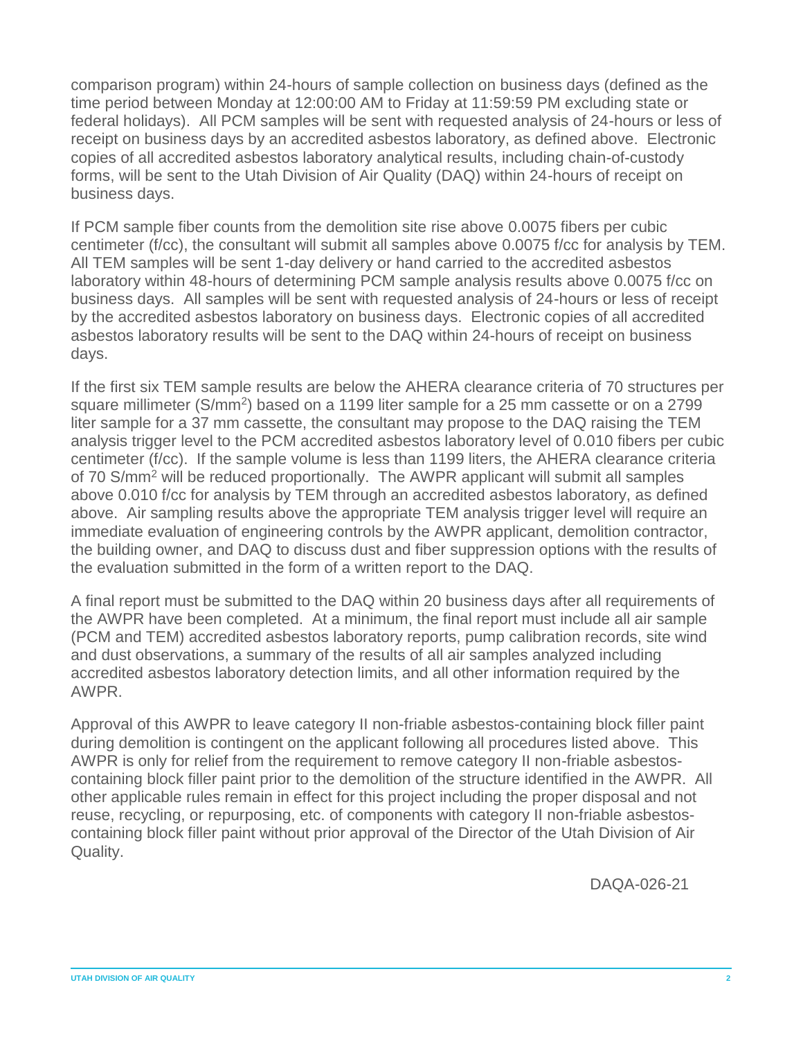comparison program) within 24-hours of sample collection on business days (defined as the time period between Monday at 12:00:00 AM to Friday at 11:59:59 PM excluding state or federal holidays). All PCM samples will be sent with requested analysis of 24-hours or less of receipt on business days by an accredited asbestos laboratory, as defined above. Electronic copies of all accredited asbestos laboratory analytical results, including chain-of-custody forms, will be sent to the Utah Division of Air Quality (DAQ) within 24-hours of receipt on business days.

If PCM sample fiber counts from the demolition site rise above 0.0075 fibers per cubic centimeter (f/cc), the consultant will submit all samples above 0.0075 f/cc for analysis by TEM. All TEM samples will be sent 1-day delivery or hand carried to the accredited asbestos laboratory within 48-hours of determining PCM sample analysis results above 0.0075 f/cc on business days. All samples will be sent with requested analysis of 24-hours or less of receipt by the accredited asbestos laboratory on business days. Electronic copies of all accredited asbestos laboratory results will be sent to the DAQ within 24-hours of receipt on business days.

If the first six TEM sample results are below the AHERA clearance criteria of 70 structures per square millimeter (S/mm$^2$) based on a 1199 liter sample for a 25 mm cassette or on a 2799 liter sample for a 37 mm cassette, the consultant may propose to the DAQ raising the TEM analysis trigger level to the PCM accredited asbestos laboratory level of 0.010 fibers per cubic centimeter (f/cc). If the sample volume is less than 1199 liters, the AHERA clearance criteria of 70 S/mm$^2$ will be reduced proportionally. The AWPR applicant will submit all samples above 0.010 f/cc for analysis by TEM through an accredited asbestos laboratory, as defined above. Air sampling results above the appropriate TEM analysis trigger level will require an immediate evaluation of engineering controls by the AWPR applicant, demolition contractor, the building owner, and DAQ to discuss dust and fiber suppression options with the results of the evaluation submitted in the form of a written report to the DAQ.

A final report must be submitted to the DAQ within 20 business days after all requirements of the AWPR have been completed. At a minimum, the final report must include all air sample (PCM and TEM) accredited asbestos laboratory reports, pump calibration records, site wind and dust observations, a summary of the results of all air samples analyzed including accredited asbestos laboratory detection limits, and all other information required by the AWPR.

Approval of this AWPR to leave category II non-friable asbestos-containing block filler paint during demolition is contingent on the applicant following all procedures listed above. This AWPR is only for relief from the requirement to remove category II non-friable asbestos-containing block filler paint prior to the demolition of the structure identified in the AWPR. All other applicable rules remain in effect for this project including the proper disposal and not reuse, recycling, or repurposing, etc. of components with category II non-friable asbestos-containing block filler paint without prior approval of the Director of the Utah Division of Air Quality.

DAQA-026-21